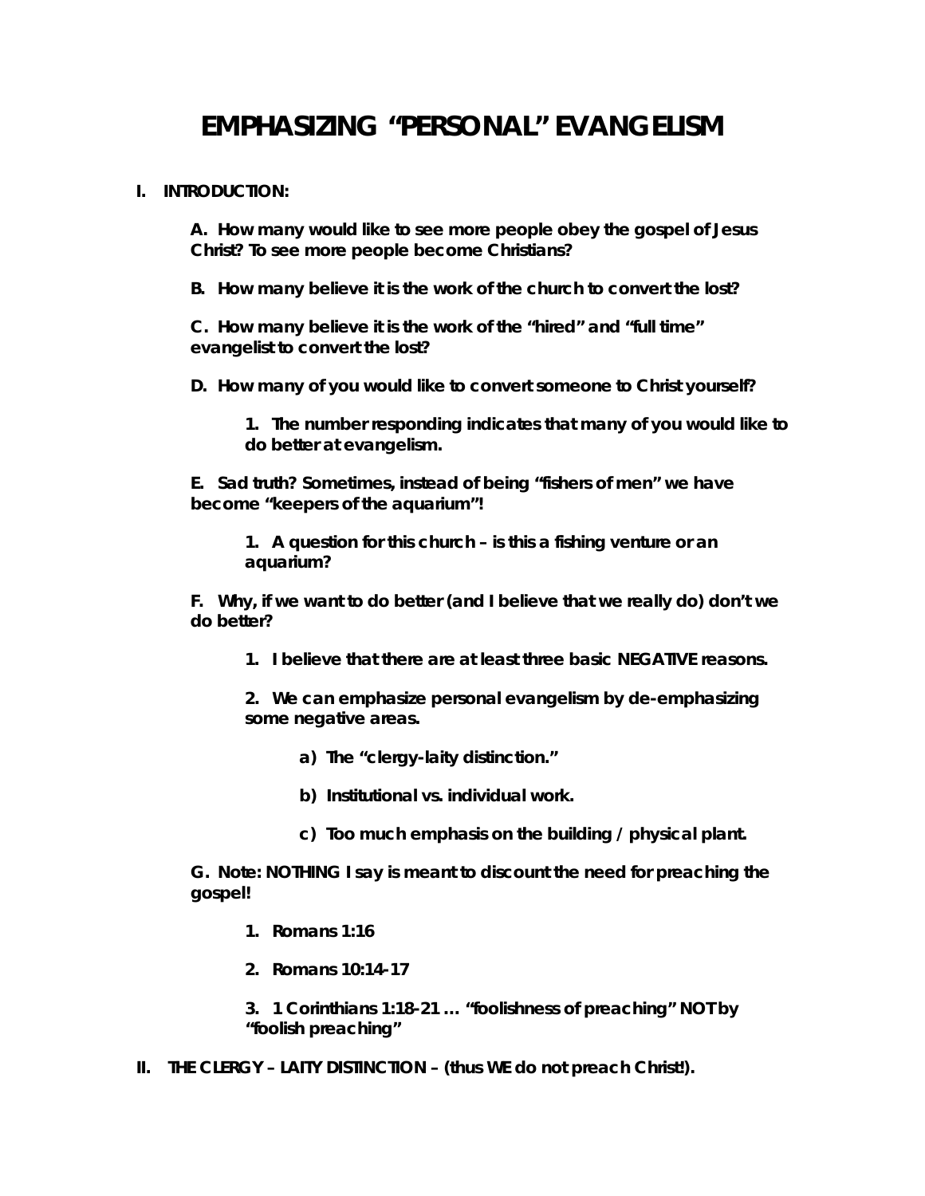# EMPHASIZING "PERSONAL" EVANGELISM

**I. INTRODUCTION:**

**A. How many would like to see more people obey the gospel of Jesus Christ? To see more people become Christians?**

**B. How many believe it is the work of the church to convert the lost?**

**C. How many believe it is the work of the "hired" and "full time" evangelist to convert the lost?**

**D. How many of you would like to convert someone to Christ yourself?**

**1. The number responding indicates that many of you would like to do better at evangelism.**

**E. Sad truth? Sometimes, instead of being "fishers of men" we have become "keepers of the aquarium"!**

**1. A question for this church – is this a fishing venture or an aquarium?**

**F. Why, if we want to do better (and I believe that we really do) don't we do better?**

**1. I believe that there are at least three basic NEGATIVE reasons.**

**2. We can emphasize personal evangelism by de-emphasizing some negative areas.**

**a) The "clergy-laity distinction."**

**b) Institutional vs. individual work.**

**c) Too much emphasis on the building / physical plant.**

**G. Note: NOTHING I say is meant to discount the need for preaching the gospel!**

**1. Romans 1:16**

**2. Romans 10:14-17**

**3. 1 Corinthians 1:18-21 … "foolishness of preaching" NOT by "foolish preaching"**

**II. THE CLERGY – LAITY DISTINCTION – (thus WE do not preach Christ!).**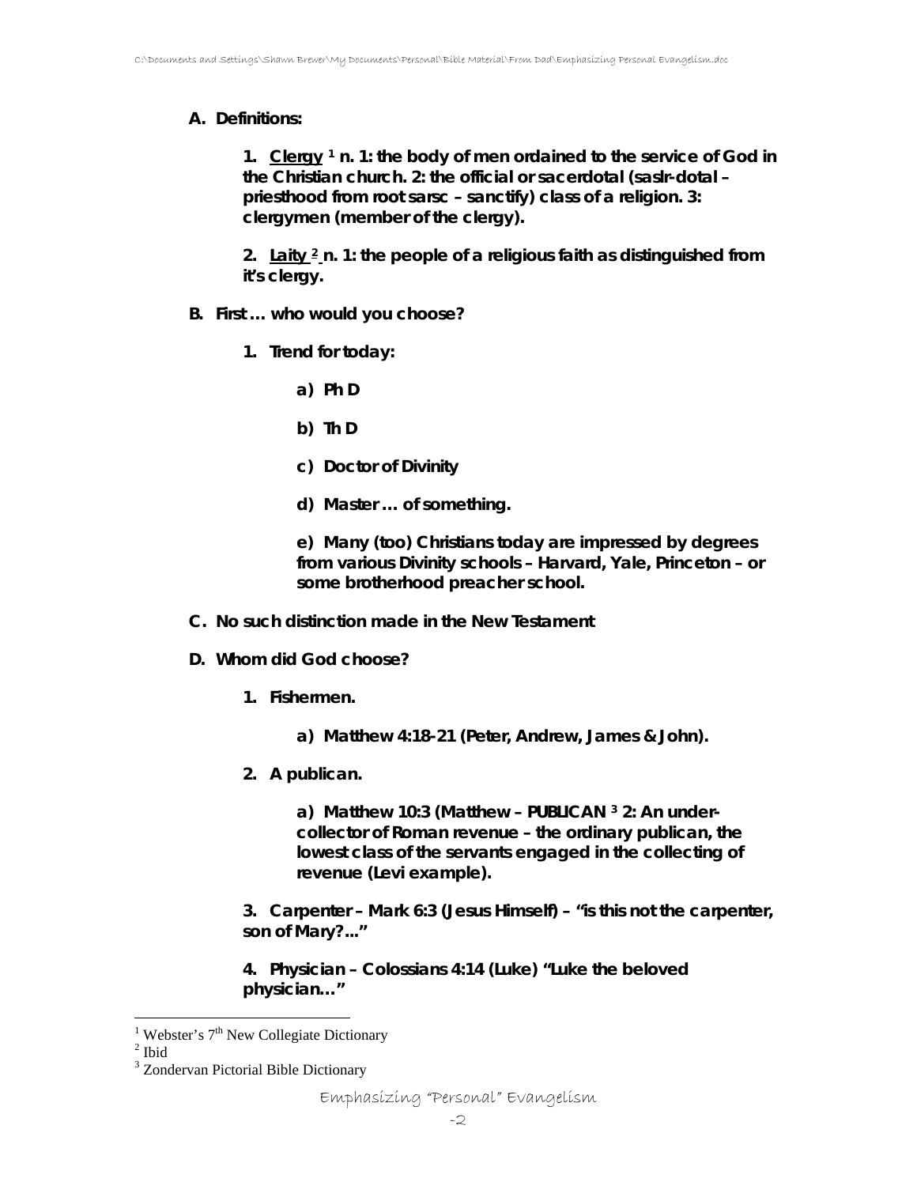**A. Definitions:**

**1. <u>Clergy</u> [1] n. 1: the body of men ordained to the service of God in the Christian church. 2: the official or sacerdotal (saslr-dotal – priesthood from root sarsc – sanctify) class of a religion. 3: clergymen (member of the clergy).**

**2. <u>Laity</u> [2] n. 1: the people of a religious faith as distinguished from it's clergy.**

**B. First … who would you choose?**

**1. Trend for today:**

**a) Ph D**

**b) Th D**

**c) Doctor of Divinity**

**d) Master … of something.**

**e) Many (too) Christians today are impressed by degrees from various Divinity schools – Harvard, Yale, Princeton – or some brotherhood preacher school.**

**C. No such distinction made in the New Testament**

**D. Whom did God choose?**

**1. Fishermen.**

**a) Matthew 4:18-21 (Peter, Andrew, James & John).**

**2. A publican.**

**a) Matthew 10:3 (Matthew – PUBLICAN [3] 2: An under-collector of Roman revenue – the ordinary publican, the lowest class of the servants engaged in the collecting of revenue (Levi example).**

**3. Carpenter – Mark 6:3 (Jesus Himself) – "is this not the carpenter, son of Mary?..."**

**4. Physician – Colossians 4:14 (Luke) "Luke the beloved physician…"**

---

[1] Webster's 7th New Collegiate Dictionary
[2] Ibid
[3] Zondervan Pictorial Bible Dictionary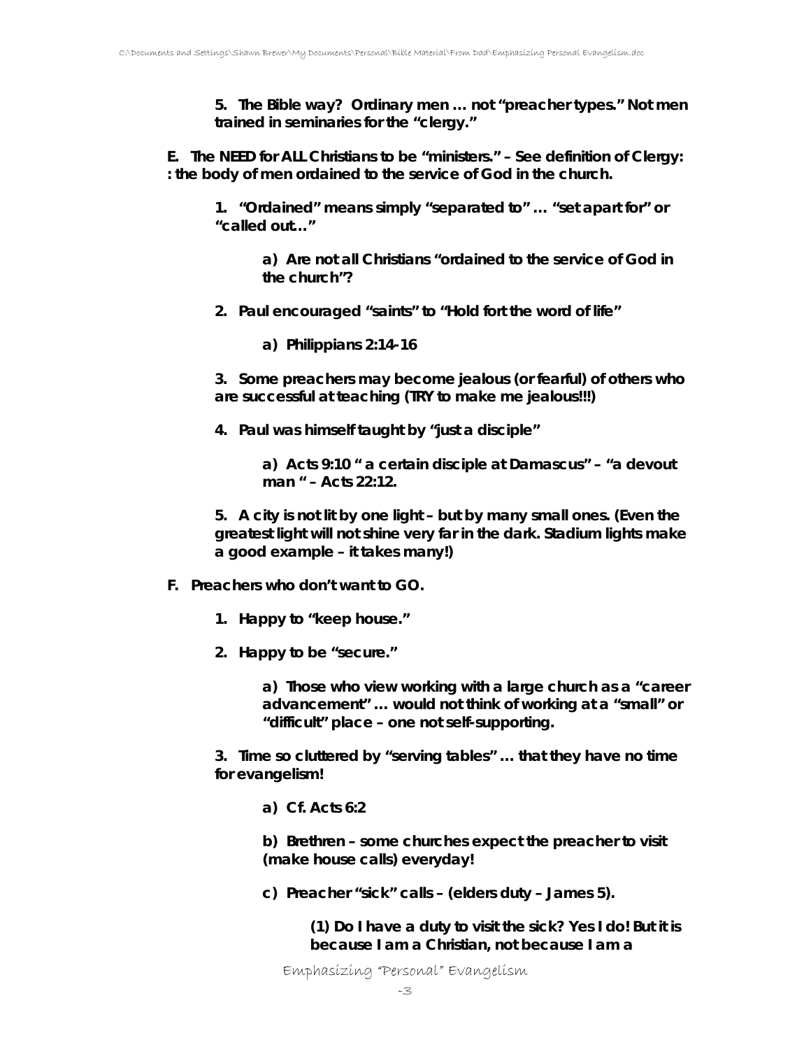**5. The Bible way? Ordinary men … not "preacher types." Not men trained in seminaries for the "clergy."**

**E. The NEED for ALL Christians to be "ministers." – See definition of Clergy: : the body of men ordained to the service of God in the church.**

**1. "Ordained" means simply "separated to" … "set apart for" or "called out…"**

**a) Are not all Christians "ordained to the service of God in the church"?**

**2. Paul encouraged "saints" to "Hold fort the word of life"**

**a) Philippians 2:14-16**

**3. Some preachers may become jealous (or fearful) of others who are successful at teaching (TRY to make me jealous!!!)**

**4. Paul was himself taught by "just a disciple"**

**a) Acts 9:10 " a certain disciple at Damascus" – "a devout man " – Acts 22:12.**

**5. A city is not lit by one light – but by many small ones. (Even the greatest light will not shine very far in the dark. Stadium lights make a good example – it takes many!)**

**F. Preachers who don't want to GO.**

**1. Happy to "keep house."**

**2. Happy to be "secure."**

**a) Those who view working with a large church as a "career advancement" … would not think of working at a "small" or "difficult" place – one not self-supporting.**

**3. Time so cluttered by "serving tables" … that they have no time for evangelism!**

**a) Cf. Acts 6:2**

**b) Brethren – some churches expect the preacher to visit (make house calls) everyday!**

**c) Preacher "sick" calls – (elders duty – James 5).**

**(1) Do I have a duty to visit the sick? Yes I do! But it is because I am a Christian, not because I am a**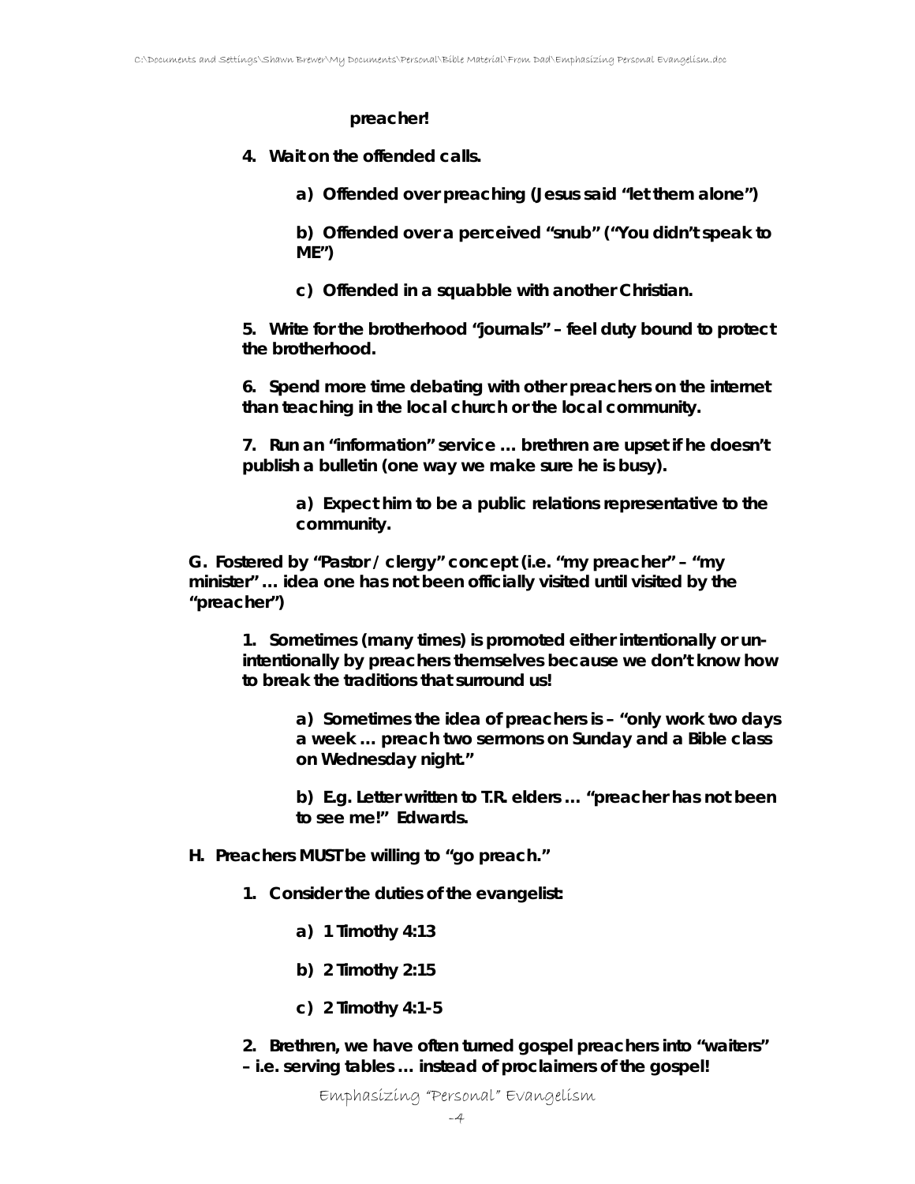**preacher!**

**4. Wait on the offended calls.**

**a) Offended over preaching (Jesus said "let them alone")**

**b) Offended over a perceived "snub" ("You didn't speak to ME")**

**c) Offended in a squabble with another Christian.**

**5. Write for the brotherhood "journals" – feel duty bound to protect the brotherhood.**

**6. Spend more time debating with other preachers on the internet than teaching in the local church or the local community.**

**7. Run an "information" service … brethren are upset if he doesn't publish a bulletin (one way we make sure he is busy).**

**a) Expect him to be a public relations representative to the community.**

**G. Fostered by "Pastor / clergy" concept (i.e. "my preacher" – "my minister" … idea one has not been officially visited until visited by the "preacher")**

**1. Sometimes (many times) is promoted either intentionally or un-intentionally by preachers themselves because we don't know how to break the traditions that surround us!**

**a) Sometimes the idea of preachers is – "only work two days a week … preach two sermons on Sunday and a Bible class on Wednesday night."**

**b) E.g. Letter written to T.R. elders … "preacher has not been to see me!" Edwards.**

**H. Preachers MUST be willing to "go preach."**

**1. Consider the duties of the evangelist:**

**a) 1 Timothy 4:13**

**b) 2 Timothy 2:15**

**c) 2 Timothy 4:1-5**

**2. Brethren, we have often turned gospel preachers into "waiters" – i.e. serving tables … instead of proclaimers of the gospel!**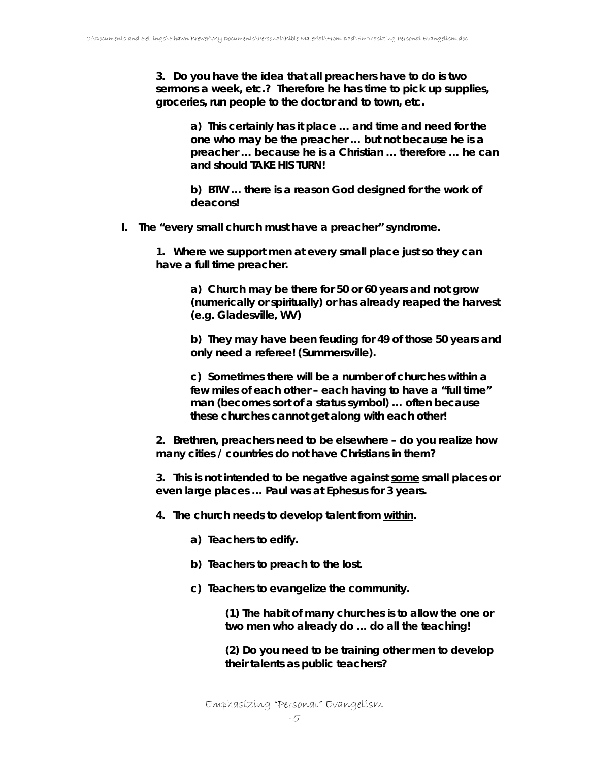**3. Do you have the idea that all preachers have to do is two sermons a week, etc.? Therefore he has time to pick up supplies, groceries, run people to the doctor and to town, etc.**

> **a) This certainly has it place … and time and need for the one who may be the preacher … but not because he is a preacher … because he is a Christian … therefore … he can and should TAKE HIS TURN!**
>
> **b) BTW … there is a reason God designed for the work of deacons!**

**I. The "every small church must have a preacher" syndrome.**

**1. Where we support men at every small place just so they can have a full time preacher.**

> **a) Church may be there for 50 or 60 years and not grow (numerically or spiritually) or has already reaped the harvest (e.g. Gladesville, WV)**
>
> **b) They may have been feuding for 49 of those 50 years and only need a referee! (Summersville).**
>
> **c) Sometimes there will be a number of churches within a few miles of each other – each having to have a "full time" man (becomes sort of a status symbol) … often because these churches cannot get along with each other!**

**2. Brethren, preachers need to be elsewhere – do you realize how many cities / countries do not have Christians in them?**

**3. This is not intended to be negative against <u>some</u> small places or even large places … Paul was at Ephesus for 3 years.**

**4. The church needs to develop talent from <u>within</u>.**

> **a) Teachers to edify.**
>
> **b) Teachers to preach to the lost.**
>
> **c) Teachers to evangelize the community.**
>
> > **(1) The habit of many churches is to allow the one or two men who already do … do all the teaching!**
> >
> > **(2) Do you need to be training other men to develop their talents as public teachers?**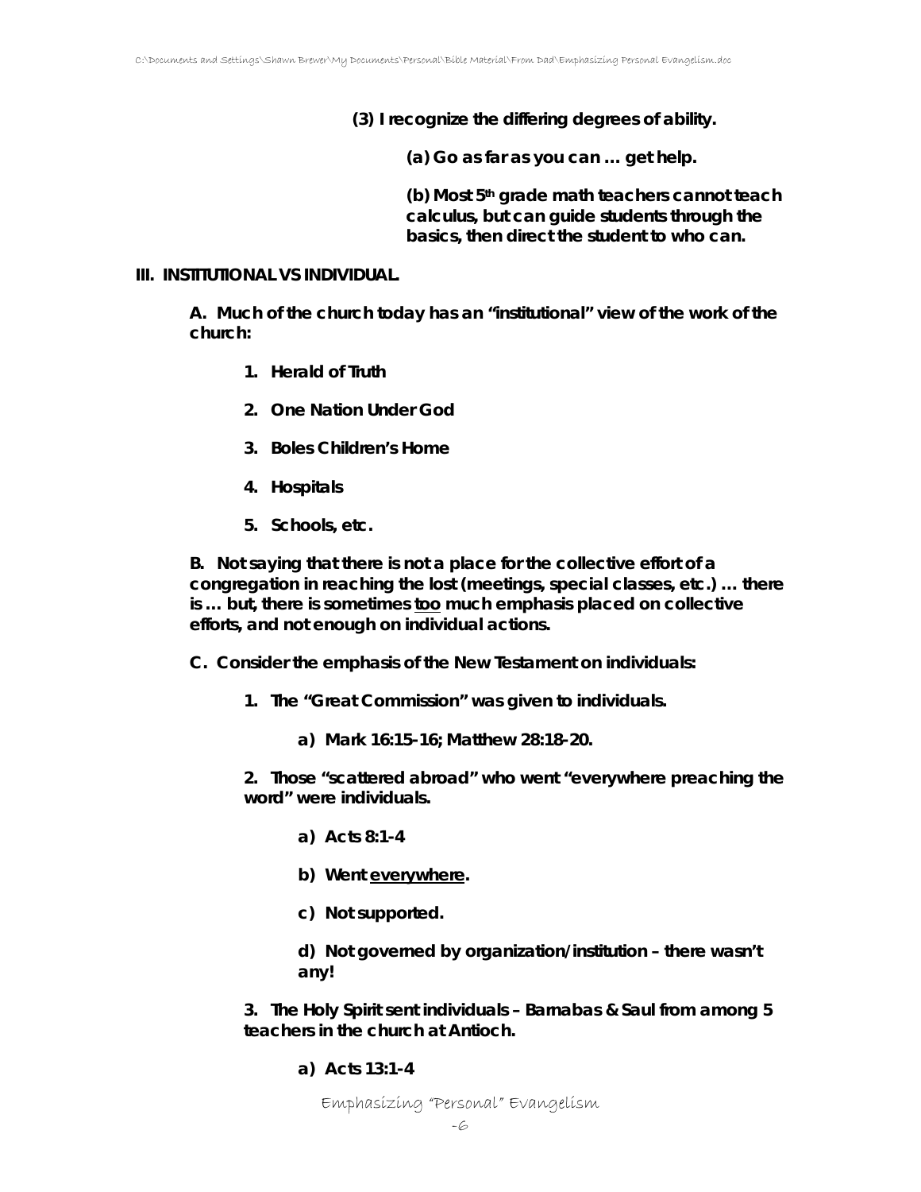**(3) I recognize the differing degrees of ability.**

**(a) Go as far as you can … get help.**

**(b) Most 5th grade math teachers cannot teach calculus, but can guide students through the basics, then direct the student to who can.**

**III. INSTITUTIONAL VS INDIVIDUAL.**

**A. Much of the church today has an "institutional" view of the work of the church:**

1. **Herald of Truth**
2. **One Nation Under God**
3. **Boles Children's Home**
4. **Hospitals**
5. **Schools, etc.**

**B. Not saying that there is not a place for the collective effort of a congregation in reaching the lost (meetings, special classes, etc.) … there is … but, there is sometimes <u>too</u> much emphasis placed on collective efforts, and not enough on individual actions.**

**C. Consider the emphasis of the New Testament on individuals:**

**1. The "Great Commission" was given to individuals.**

**a) Mark 16:15-16; Matthew 28:18-20.**

**2. Those "scattered abroad" who went "everywhere preaching the word" were individuals.**

**a) Acts 8:1-4**

**b) Went <u>everywhere</u>.**

**c) Not supported.**

**d) Not governed by organization/institution – there wasn't any!**

**3. The Holy Spirit sent individuals – Barnabas & Saul from among 5 teachers in the church at Antioch.**

**a) Acts 13:1-4**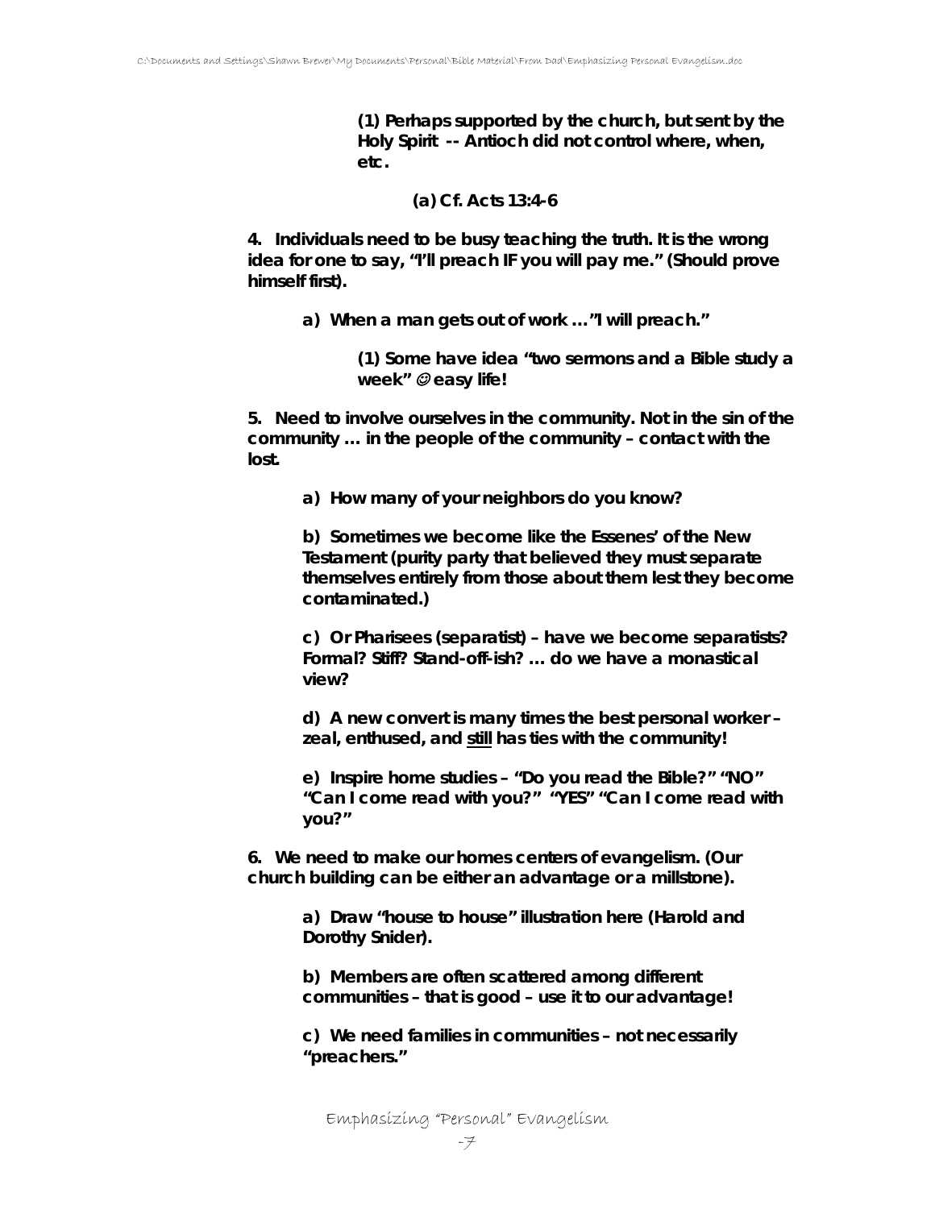**(1) Perhaps supported by the church, but sent by the Holy Spirit -- Antioch did not control where, when, etc.**

**(a) Cf. Acts 13:4-6**

**4. Individuals need to be busy teaching the truth. It is the wrong idea for one to say, "I'll preach IF you will pay me." (Should prove himself first).**

**a) When a man gets out of work …"I will preach."**

**(1) Some have idea "two sermons and a Bible study a week" ☺ easy life!**

**5. Need to involve ourselves in the community. Not in the sin of the community … in the people of the community – contact with the lost.**

**a) How many of your neighbors do you know?**

**b) Sometimes we become like the Essenes' of the New Testament (purity party that believed they must separate themselves entirely from those about them lest they become contaminated.)**

**c) Or Pharisees (separatist) – have we become separatists? Formal? Stiff? Stand-off-ish? … do we have a monastical view?**

**d) A new convert is many times the best personal worker – zeal, enthused, and <u>still</u> has ties with the community!**

**e) Inspire home studies – "Do you read the Bible?" "NO" "Can I come read with you?" "YES" "Can I come read with you?"**

**6. We need to make our homes centers of evangelism. (Our church building can be either an advantage or a millstone).**

**a) Draw "house to house" illustration here (Harold and Dorothy Snider).**

**b) Members are often scattered among different communities – that is good – use it to our advantage!**

**c) We need families in communities – not necessarily "preachers."**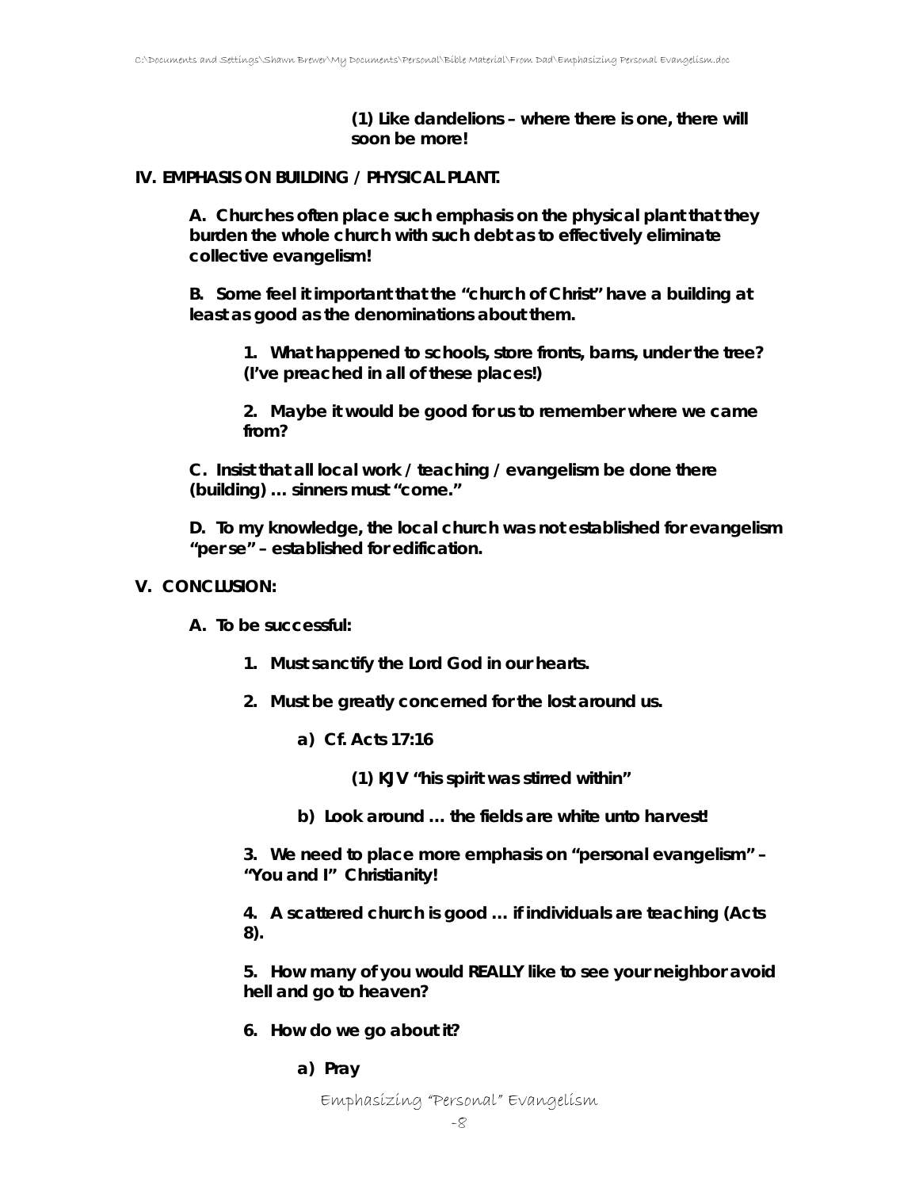**(1) Like dandelions – where there is one, there will soon be more!**

**IV. EMPHASIS ON BUILDING / PHYSICAL PLANT.**

**A. Churches often place such emphasis on the physical plant that they burden the whole church with such debt as to effectively eliminate collective evangelism!**

**B. Some feel it important that the "church of Christ" have a building at least as good as the denominations about them.**

**1. What happened to schools, store fronts, barns, under the tree? (I've preached in all of these places!)**

**2. Maybe it would be good for us to remember where we came from?**

**C. Insist that all local work / teaching / evangelism be done there (building) … sinners must "come."**

**D. To my knowledge, the local church was not established for evangelism "per se" – established for edification.**

**V. CONCLUSION:**

**A. To be successful:**

**1. Must sanctify the Lord God in our hearts.**

**2. Must be greatly concerned for the lost around us.**

**a) Cf. Acts 17:16**

**(1) KJV "his spirit was stirred within"**

**b) Look around … the fields are white unto harvest!**

**3. We need to place more emphasis on "personal evangelism" – "You and I" Christianity!**

**4. A scattered church is good … if individuals are teaching (Acts 8).**

**5. How many of you would REALLY like to see your neighbor avoid hell and go to heaven?**

**6. How do we go about it?**

**a) Pray**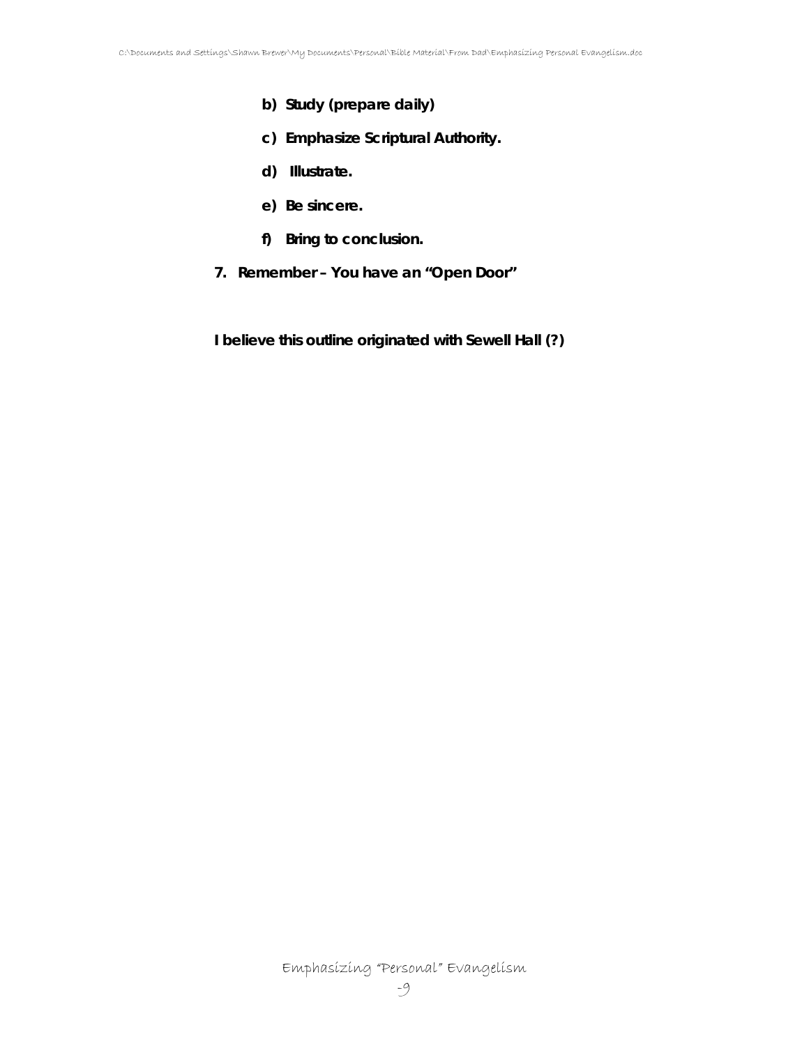b) **Study (prepare daily)**

c) **Emphasize Scriptural Authority.**

d) **Illustrate.**

e) **Be sincere.**

f) **Bring to conclusion.**

7. **Remember – You have an "Open Door"**

**I believe this outline originated with Sewell Hall (?)**